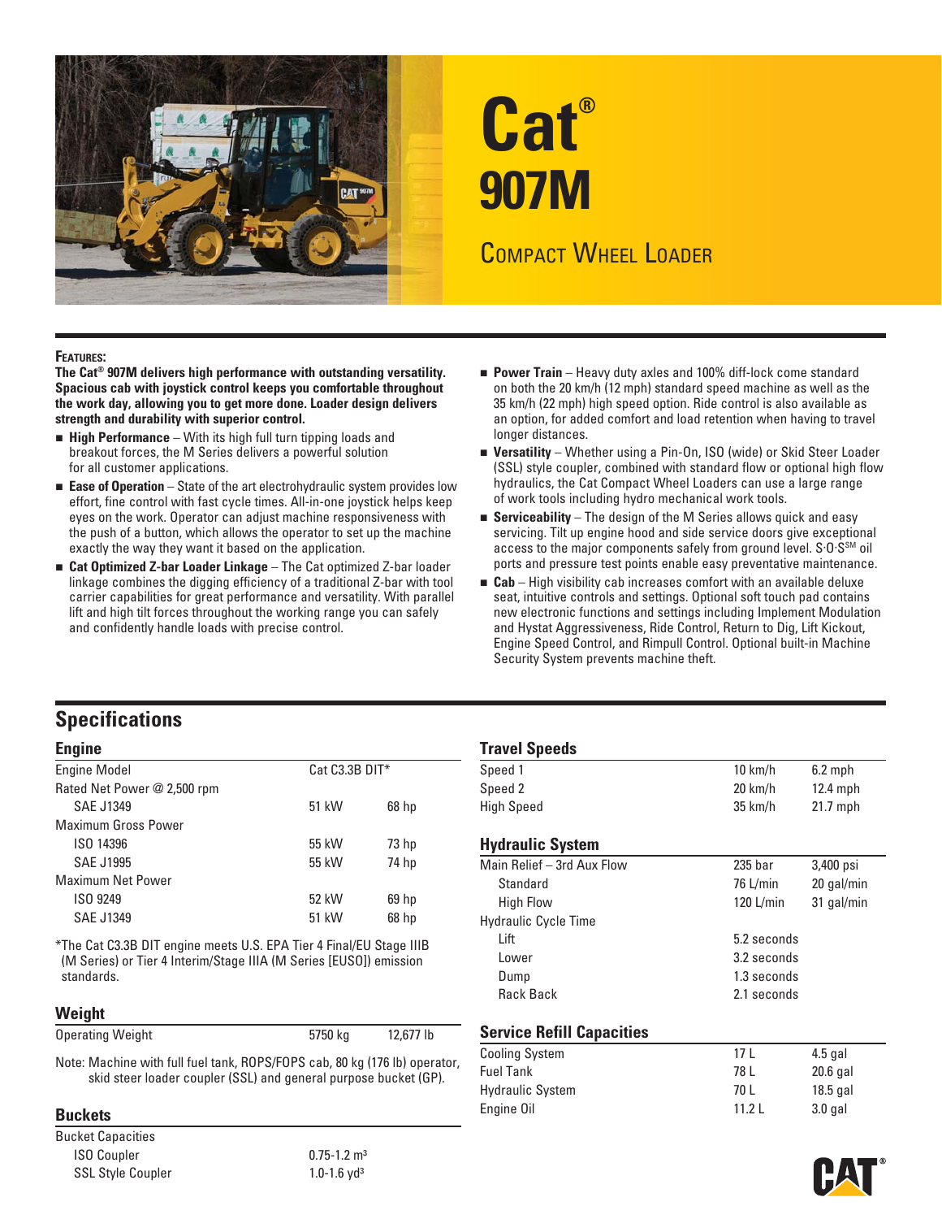# Cat® 907M

## Compact Wheel Loader

**Features:**

**The Cat® 907M delivers high performance with outstanding versatility. Spacious cab with joystick control keeps you comfortable throughout the work day, allowing you to get more done. Loader design delivers strength and durability with superior control.**

- **High Performance** – With its high full turn tipping loads and breakout forces, the M Series delivers a powerful solution for all customer applications.
- **Ease of Operation** – State of the art electrohydraulic system provides low effort, fine control with fast cycle times. All-in-one joystick helps keep eyes on the work. Operator can adjust machine responsiveness with the push of a button, which allows the operator to set up the machine exactly the way they want it based on the application.
- **Cat Optimized Z-bar Loader Linkage** – The Cat optimized Z-bar loader linkage combines the digging efficiency of a traditional Z-bar with tool carrier capabilities for great performance and versatility. With parallel lift and high tilt forces throughout the working range you can safely and confidently handle loads with precise control.
- **Power Train** – Heavy duty axles and 100% diff-lock come standard on both the 20 km/h (12 mph) standard speed machine as well as the 35 km/h (22 mph) high speed option. Ride control is also available as an option, for added comfort and load retention when having to travel longer distances.
- **Versatility** – Whether using a Pin-On, ISO (wide) or Skid Steer Loader (SSL) style coupler, combined with standard flow or optional high flow hydraulics, the Cat Compact Wheel Loaders can use a large range of work tools including hydro mechanical work tools.
- **Serviceability** – The design of the M Series allows quick and easy servicing. Tilt up engine hood and side service doors give exceptional access to the major components safely from ground level. S·O·S℠ oil ports and pressure test points enable easy preventative maintenance.
- **Cab** – High visibility cab increases comfort with an available deluxe seat, intuitive controls and settings. Optional soft touch pad contains new electronic functions and settings including Implement Modulation and Hystat Aggressiveness, Ride Control, Return to Dig, Lift Kickout, Engine Speed Control, and Rimpull Control. Optional built-in Machine Security System prevents machine theft.

# Specifications

### Engine

| | | |
|---|---|---|
| Engine Model | Cat C3.3B DIT* | |
| Rated Net Power @ 2,500 rpm | | |
| SAE J1349 | 51 kW | 68 hp |
| Maximum Gross Power | | |
| ISO 14396 | 55 kW | 73 hp |
| SAE J1995 | 55 kW | 74 hp |
| Maximum Net Power | | |
| ISO 9249 | 52 kW | 69 hp |
| SAE J1349 | 51 kW | 68 hp |

*The Cat C3.3B DIT engine meets U.S. EPA Tier 4 Final/EU Stage IIIB (M Series) or Tier 4 Interim/Stage IIIA (M Series [EUSO]) emission standards.

### Weight

| | | |
|---|---|---|
| Operating Weight | 5750 kg | 12,677 lb |

Note: Machine with full fuel tank, ROPS/FOPS cab, 80 kg (176 lb) operator, skid steer loader coupler (SSL) and general purpose bucket (GP).

### Buckets

| | |
|---|---|
| Bucket Capacities | |
| ISO Coupler | 0.75-1.2 m³ |
| SSL Style Coupler | 1.0-1.6 yd³ |

### Travel Speeds

| | | |
|---|---|---|
| Speed 1 | 10 km/h | 6.2 mph |
| Speed 2 | 20 km/h | 12.4 mph |
| High Speed | 35 km/h | 21.7 mph |

### Hydraulic System

| | | |
|---|---|---|
| Main Relief – 3rd Aux Flow | 235 bar | 3,400 psi |
| Standard | 76 L/min | 20 gal/min |
| High Flow | 120 L/min | 31 gal/min |
| Hydraulic Cycle Time | | |
| Lift | 5.2 seconds | |
| Lower | 3.2 seconds | |
| Dump | 1.3 seconds | |
| Rack Back | 2.1 seconds | |

### Service Refill Capacities

| | | |
|---|---|---|
| Cooling System | 17 L | 4.5 gal |
| Fuel Tank | 78 L | 20.6 gal |
| Hydraulic System | 70 L | 18.5 gal |
| Engine Oil | 11.2 L | 3.0 gal |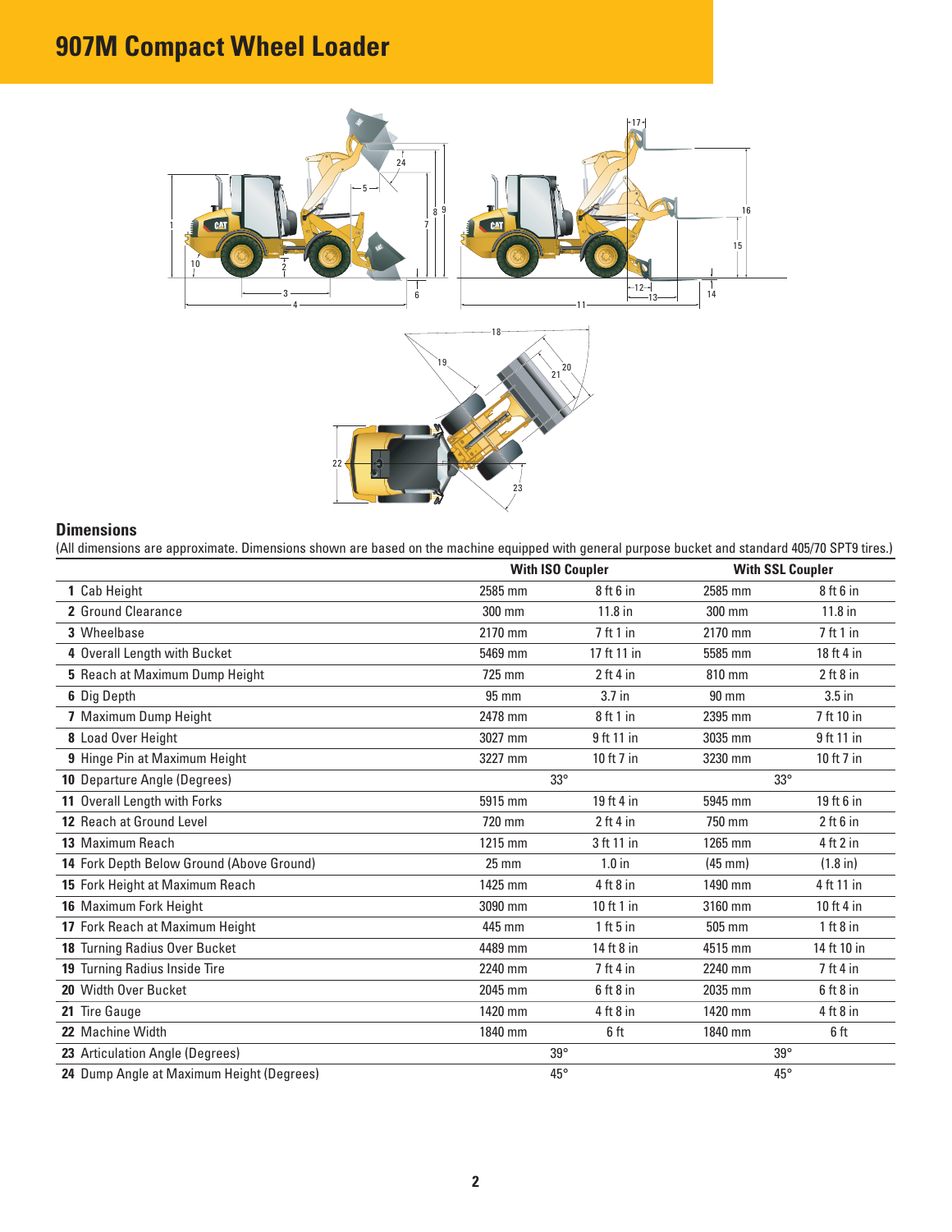# 907M Compact Wheel Loader

## Dimensions

(All dimensions are approximate. Dimensions shown are based on the machine equipped with general purpose bucket and standard 405/70 SPT9 tires.)

| | With ISO Coupler | | With SSL Coupler | |
|---|---|---|---|---|
| **1** Cab Height | 2585 mm | 8 ft 6 in | 2585 mm | 8 ft 6 in |
| **2** Ground Clearance | 300 mm | 11.8 in | 300 mm | 11.8 in |
| **3** Wheelbase | 2170 mm | 7 ft 1 in | 2170 mm | 7 ft 1 in |
| **4** Overall Length with Bucket | 5469 mm | 17 ft 11 in | 5585 mm | 18 ft 4 in |
| **5** Reach at Maximum Dump Height | 725 mm | 2 ft 4 in | 810 mm | 2 ft 8 in |
| **6** Dig Depth | 95 mm | 3.7 in | 90 mm | 3.5 in |
| **7** Maximum Dump Height | 2478 mm | 8 ft 1 in | 2395 mm | 7 ft 10 in |
| **8** Load Over Height | 3027 mm | 9 ft 11 in | 3035 mm | 9 ft 11 in |
| **9** Hinge Pin at Maximum Height | 3227 mm | 10 ft 7 in | 3230 mm | 10 ft 7 in |
| **10** Departure Angle (Degrees) | 33° | | 33° | |
| **11** Overall Length with Forks | 5915 mm | 19 ft 4 in | 5945 mm | 19 ft 6 in |
| **12** Reach at Ground Level | 720 mm | 2 ft 4 in | 750 mm | 2 ft 6 in |
| **13** Maximum Reach | 1215 mm | 3 ft 11 in | 1265 mm | 4 ft 2 in |
| **14** Fork Depth Below Ground (Above Ground) | 25 mm | 1.0 in | (45 mm) | (1.8 in) |
| **15** Fork Height at Maximum Reach | 1425 mm | 4 ft 8 in | 1490 mm | 4 ft 11 in |
| **16** Maximum Fork Height | 3090 mm | 10 ft 1 in | 3160 mm | 10 ft 4 in |
| **17** Fork Reach at Maximum Height | 445 mm | 1 ft 5 in | 505 mm | 1 ft 8 in |
| **18** Turning Radius Over Bucket | 4489 mm | 14 ft 8 in | 4515 mm | 14 ft 10 in |
| **19** Turning Radius Inside Tire | 2240 mm | 7 ft 4 in | 2240 mm | 7 ft 4 in |
| **20** Width Over Bucket | 2045 mm | 6 ft 8 in | 2035 mm | 6 ft 8 in |
| **21** Tire Gauge | 1420 mm | 4 ft 8 in | 1420 mm | 4 ft 8 in |
| **22** Machine Width | 1840 mm | 6 ft | 1840 mm | 6 ft |
| **23** Articulation Angle (Degrees) | 39° | | 39° | |
| **24** Dump Angle at Maximum Height (Degrees) | 45° | | 45° | |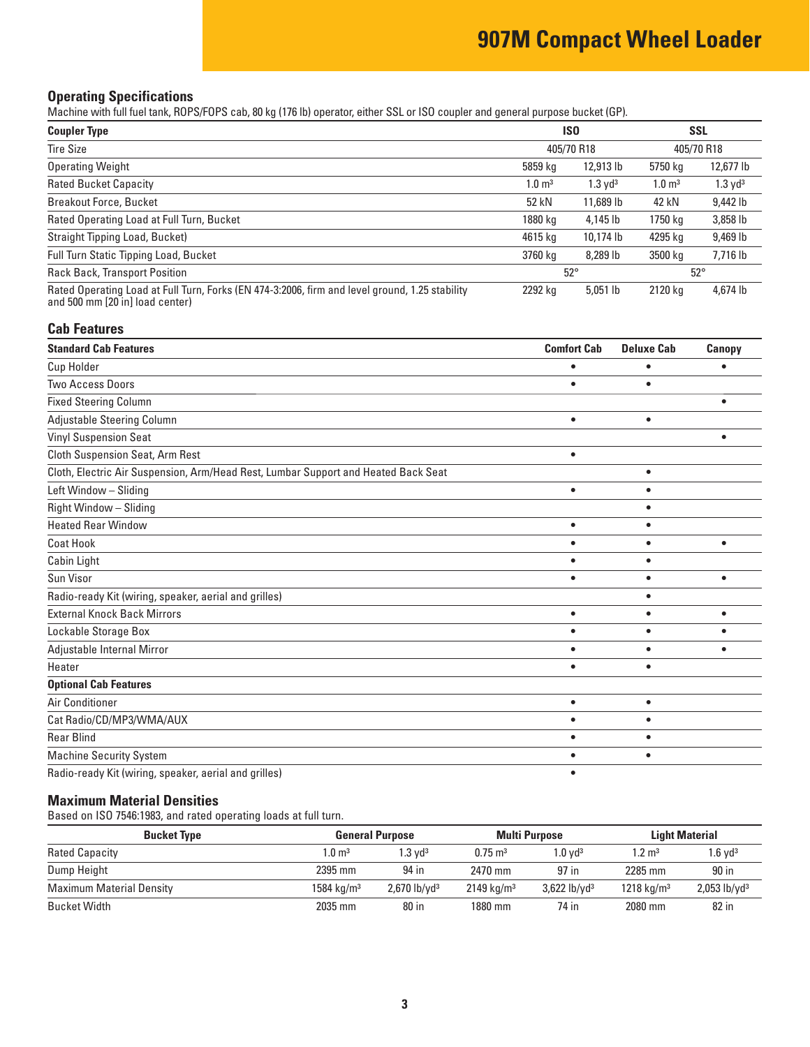# 907M Compact Wheel Loader

## Operating Specifications

Machine with full fuel tank, ROPS/FOPS cab, 80 kg (176 lb) operator, either SSL or ISO coupler and general purpose bucket (GP).

| Coupler Type | ISO | | SSL | |
|---|---|---|---|---|
| Tire Size | 405/70 R18 | | 405/70 R18 | |
| Operating Weight | 5859 kg | 12,913 lb | 5750 kg | 12,677 lb |
| Rated Bucket Capacity | 1.0 m³ | 1.3 yd³ | 1.0 m³ | 1.3 yd³ |
| Breakout Force, Bucket | 52 kN | 11,689 lb | 42 kN | 9,442 lb |
| Rated Operating Load at Full Turn, Bucket | 1880 kg | 4,145 lb | 1750 kg | 3,858 lb |
| Straight Tipping Load, Bucket) | 4615 kg | 10,174 lb | 4295 kg | 9,469 lb |
| Full Turn Static Tipping Load, Bucket | 3760 kg | 8,289 lb | 3500 kg | 7,716 lb |
| Rack Back, Transport Position | 52° | | 52° | |
| Rated Operating Load at Full Turn, Forks (EN 474-3:2006, firm and level ground, 1.25 stability and 500 mm [20 in] load center) | 2292 kg | 5,051 lb | 2120 kg | 4,674 lb |

## Cab Features

| Standard Cab Features | Comfort Cab | Deluxe Cab | Canopy |
|---|---|---|---|
| Cup Holder | • | • | • |
| Two Access Doors | • | • | |
| Fixed Steering Column | | | • |
| Adjustable Steering Column | • | • | |
| Vinyl Suspension Seat | | | • |
| Cloth Suspension Seat, Arm Rest | • | | |
| Cloth, Electric Air Suspension, Arm/Head Rest, Lumbar Support and Heated Back Seat | | • | |
| Left Window – Sliding | • | • | |
| Right Window – Sliding | | • | |
| Heated Rear Window | • | • | |
| Coat Hook | • | • | • |
| Cabin Light | • | • | |
| Sun Visor | • | • | • |
| Radio-ready Kit (wiring, speaker, aerial and grilles) | | • | |
| External Knock Back Mirrors | • | • | • |
| Lockable Storage Box | • | • | • |
| Adjustable Internal Mirror | • | • | • |
| Heater | • | • | |
| **Optional Cab Features** | | | |
| Air Conditioner | • | • | |
| Cat Radio/CD/MP3/WMA/AUX | • | • | |
| Rear Blind | • | • | |
| Machine Security System | • | • | |
| Radio-ready Kit (wiring, speaker, aerial and grilles) | • | | |

## Maximum Material Densities

Based on ISO 7546:1983, and rated operating loads at full turn.

| Bucket Type | General Purpose | | Multi Purpose | | Light Material | |
|---|---|---|---|---|---|---|
| Rated Capacity | 1.0 m³ | 1.3 yd³ | 0.75 m³ | 1.0 yd³ | 1.2 m³ | 1.6 yd³ |
| Dump Height | 2395 mm | 94 in | 2470 mm | 97 in | 2285 mm | 90 in |
| Maximum Material Density | 1584 kg/m³ | 2,670 lb/yd³ | 2149 kg/m³ | 3,622 lb/yd³ | 1218 kg/m³ | 2,053 lb/yd³ |
| Bucket Width | 2035 mm | 80 in | 1880 mm | 74 in | 2080 mm | 82 in |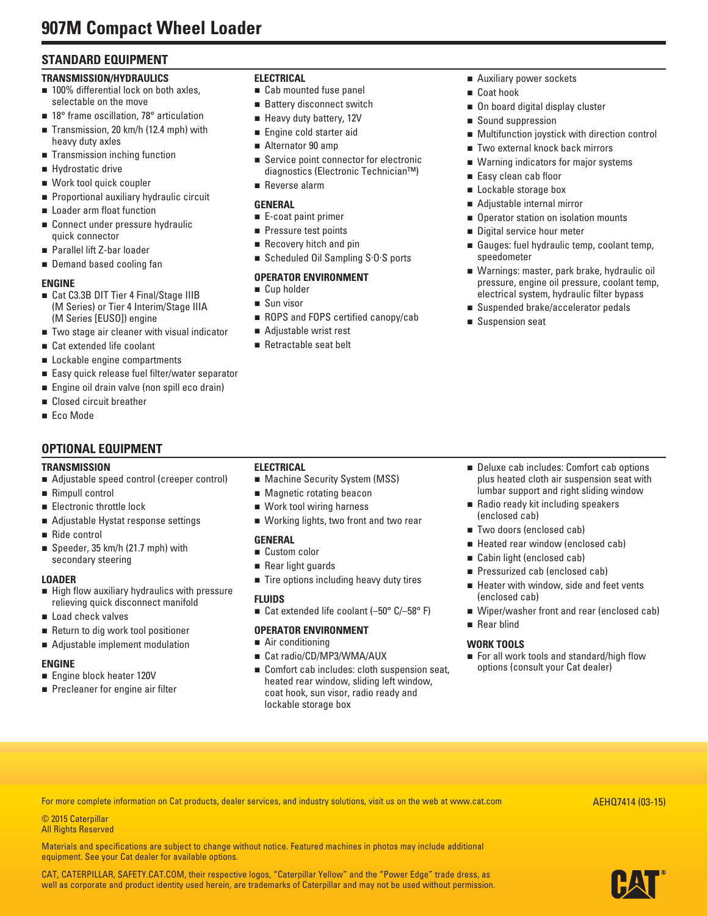# 907M Compact Wheel Loader

## STANDARD EQUIPMENT

### TRANSMISSION/HYDRAULICS

- 100% differential lock on both axles, selectable on the move
- 18° frame oscillation, 78° articulation
- Transmission, 20 km/h (12.4 mph) with heavy duty axles
- Transmission inching function
- Hydrostatic drive
- Work tool quick coupler
- Proportional auxiliary hydraulic circuit
- Loader arm float function
- Connect under pressure hydraulic quick connector
- Parallel lift Z-bar loader
- Demand based cooling fan

### ENGINE

- Cat C3.3B DIT Tier 4 Final/Stage IIIB (M Series) or Tier 4 Interim/Stage IIIA (M Series [EUSO]) engine
- Two stage air cleaner with visual indicator
- Cat extended life coolant
- Lockable engine compartments
- Easy quick release fuel filter/water separator
- Engine oil drain valve (non spill eco drain)
- Closed circuit breather
- Eco Mode

### ELECTRICAL

- Cab mounted fuse panel
- Battery disconnect switch
- Heavy duty battery, 12V
- Engine cold starter aid
- Alternator 90 amp
- Service point connector for electronic diagnostics (Electronic Technician™)
- Reverse alarm

### GENERAL

- E-coat paint primer
- Pressure test points
- Recovery hitch and pin
- Scheduled Oil Sampling S·O·S ports

### OPERATOR ENVIRONMENT

- Cup holder
- Sun visor
- ROPS and FOPS certified canopy/cab
- Adjustable wrist rest
- Retractable seat belt
- Auxiliary power sockets
- Coat hook
- On board digital display cluster
- Sound suppression
- Multifunction joystick with direction control
- Two external knock back mirrors
- Warning indicators for major systems
- Easy clean cab floor
- Lockable storage box
- Adjustable internal mirror
- Operator station on isolation mounts
- Digital service hour meter
- Gauges: fuel hydraulic temp, coolant temp, speedometer
- Warnings: master, park brake, hydraulic oil pressure, engine oil pressure, coolant temp, electrical system, hydraulic filter bypass
- Suspended brake/accelerator pedals
- Suspension seat

## OPTIONAL EQUIPMENT

### TRANSMISSION

- Adjustable speed control (creeper control)
- Rimpull control
- Electronic throttle lock
- Adjustable Hystat response settings
- Ride control
- Speeder, 35 km/h (21.7 mph) with secondary steering

### LOADER

- High flow auxiliary hydraulics with pressure relieving quick disconnect manifold
- Load check valves
- Return to dig work tool positioner
- Adjustable implement modulation

### ENGINE

- Engine block heater 120V
- Precleaner for engine air filter

### ELECTRICAL

- Machine Security System (MSS)
- Magnetic rotating beacon
- Work tool wiring harness
- Working lights, two front and two rear

### GENERAL

- Custom color
- Rear light guards
- Tire options including heavy duty tires

### FLUIDS

- Cat extended life coolant (–50° C/–58° F)

### OPERATOR ENVIRONMENT

- Air conditioning
- Cat radio/CD/MP3/WMA/AUX
- Comfort cab includes: cloth suspension seat, heated rear window, sliding left window, coat hook, sun visor, radio ready and lockable storage box
- Deluxe cab includes: Comfort cab options plus heated cloth air suspension seat with lumbar support and right sliding window
- Radio ready kit including speakers (enclosed cab)
- Two doors (enclosed cab)
- Heated rear window (enclosed cab)
- Cabin light (enclosed cab)
- Pressurized cab (enclosed cab)
- Heater with window, side and feet vents (enclosed cab)
- Wiper/washer front and rear (enclosed cab)
- Rear blind

### WORK TOOLS

- For all work tools and standard/high flow options (consult your Cat dealer)

For more complete information on Cat products, dealer services, and industry solutions, visit us on the web at www.cat.com

AEHQ7414 (03-15)

© 2015 Caterpillar
All Rights Reserved

Materials and specifications are subject to change without notice. Featured machines in photos may include additional equipment. See your Cat dealer for available options.

CAT, CATERPILLAR, SAFETY.CAT.COM, their respective logos, "Caterpillar Yellow" and the "Power Edge" trade dress, as well as corporate and product identity used herein, are trademarks of Caterpillar and may not be used without permission.